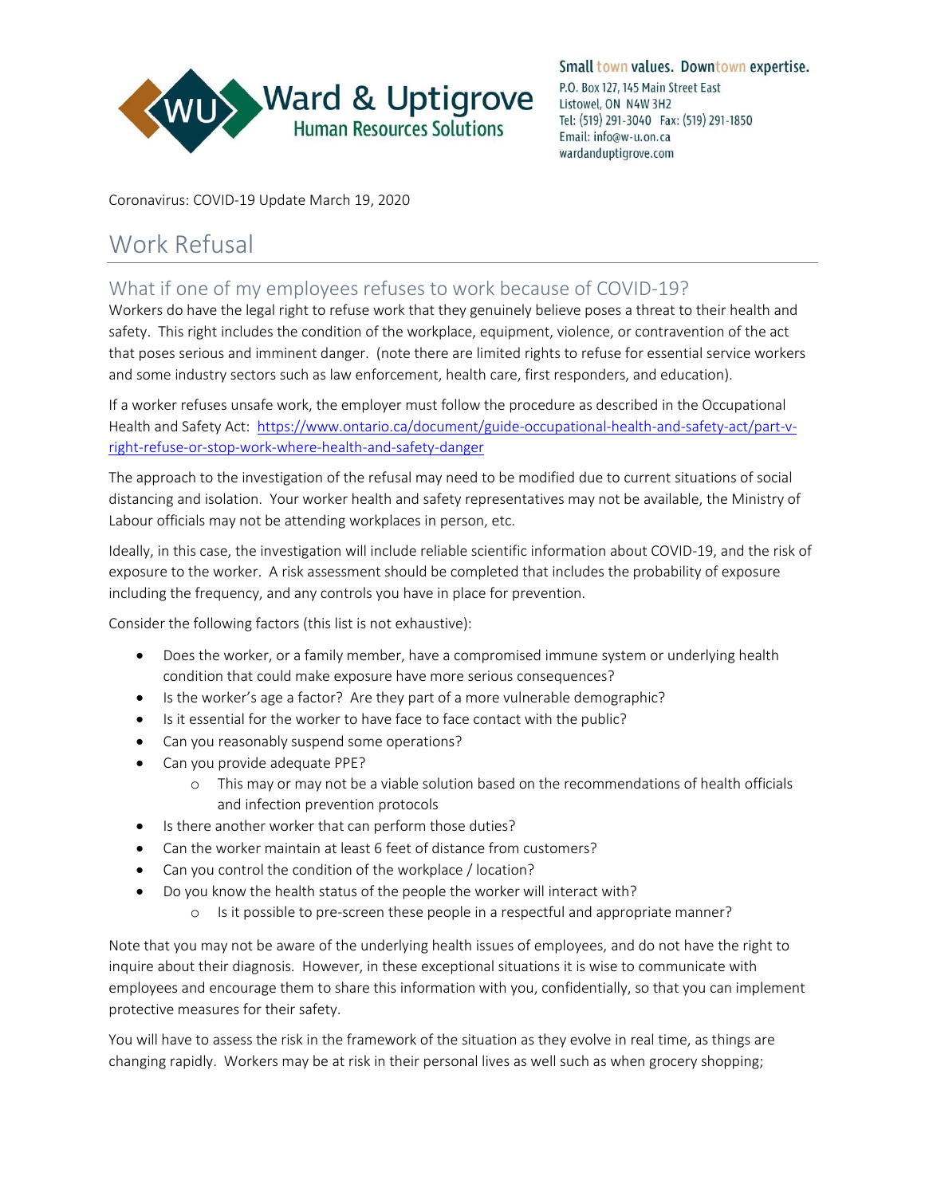Ward & Uptigrove
Human Resources Solutions

Small town values. Downtown expertise.
P.O. Box 127, 145 Main Street East
Listowel, ON N4W 3H2
Tel: (519) 291-3040 Fax: (519) 291-1850
Email: info@w-u.on.ca
wardanduptigrove.com

Coronavirus: COVID-19 Update March 19, 2020

# Work Refusal

## What if one of my employees refuses to work because of COVID-19?

Workers do have the legal right to refuse work that they genuinely believe poses a threat to their health and safety. This right includes the condition of the workplace, equipment, violence, or contravention of the act that poses serious and imminent danger. (note there are limited rights to refuse for essential service workers and some industry sectors such as law enforcement, health care, first responders, and education).

If a worker refuses unsafe work, the employer must follow the procedure as described in the Occupational Health and Safety Act: [https://www.ontario.ca/document/guide-occupational-health-and-safety-act/part-v-right-refuse-or-stop-work-where-health-and-safety-danger](https://www.ontario.ca/document/guide-occupational-health-and-safety-act/part-v-right-refuse-or-stop-work-where-health-and-safety-danger)

The approach to the investigation of the refusal may need to be modified due to current situations of social distancing and isolation. Your worker health and safety representatives may not be available, the Ministry of Labour officials may not be attending workplaces in person, etc.

Ideally, in this case, the investigation will include reliable scientific information about COVID-19, and the risk of exposure to the worker. A risk assessment should be completed that includes the probability of exposure including the frequency, and any controls you have in place for prevention.

Consider the following factors (this list is not exhaustive):

- Does the worker, or a family member, have a compromised immune system or underlying health condition that could make exposure have more serious consequences?
- Is the worker's age a factor? Are they part of a more vulnerable demographic?
- Is it essential for the worker to have face to face contact with the public?
- Can you reasonably suspend some operations?
- Can you provide adequate PPE?
  - This may or may not be a viable solution based on the recommendations of health officials and infection prevention protocols
- Is there another worker that can perform those duties?
- Can the worker maintain at least 6 feet of distance from customers?
- Can you control the condition of the workplace / location?
- Do you know the health status of the people the worker will interact with?
  - Is it possible to pre-screen these people in a respectful and appropriate manner?

Note that you may not be aware of the underlying health issues of employees, and do not have the right to inquire about their diagnosis. However, in these exceptional situations it is wise to communicate with employees and encourage them to share this information with you, confidentially, so that you can implement protective measures for their safety.

You will have to assess the risk in the framework of the situation as they evolve in real time, as things are changing rapidly. Workers may be at risk in their personal lives as well such as when grocery shopping;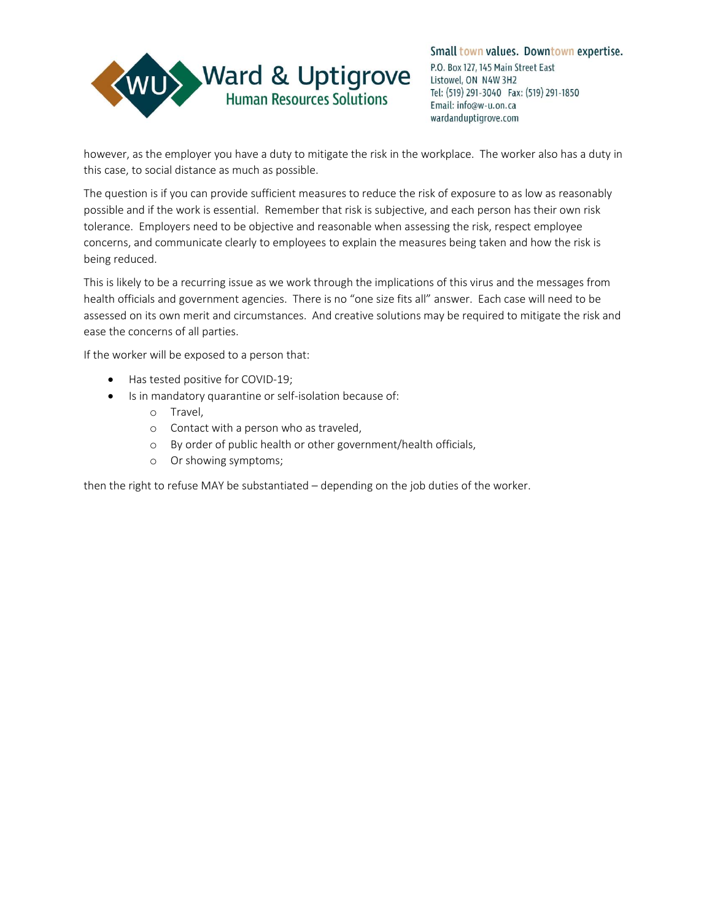however, as the employer you have a duty to mitigate the risk in the workplace. The worker also has a duty in this case, to social distance as much as possible.

The question is if you can provide sufficient measures to reduce the risk of exposure to as low as reasonably possible and if the work is essential. Remember that risk is subjective, and each person has their own risk tolerance. Employers need to be objective and reasonable when assessing the risk, respect employee concerns, and communicate clearly to employees to explain the measures being taken and how the risk is being reduced.

This is likely to be a recurring issue as we work through the implications of this virus and the messages from health officials and government agencies. There is no "one size fits all" answer. Each case will need to be assessed on its own merit and circumstances. And creative solutions may be required to mitigate the risk and ease the concerns of all parties.

If the worker will be exposed to a person that:

- Has tested positive for COVID-19;
- Is in mandatory quarantine or self-isolation because of:
  - Travel,
  - Contact with a person who as traveled,
  - By order of public health or other government/health officials,
  - Or showing symptoms;

then the right to refuse MAY be substantiated – depending on the job duties of the worker.